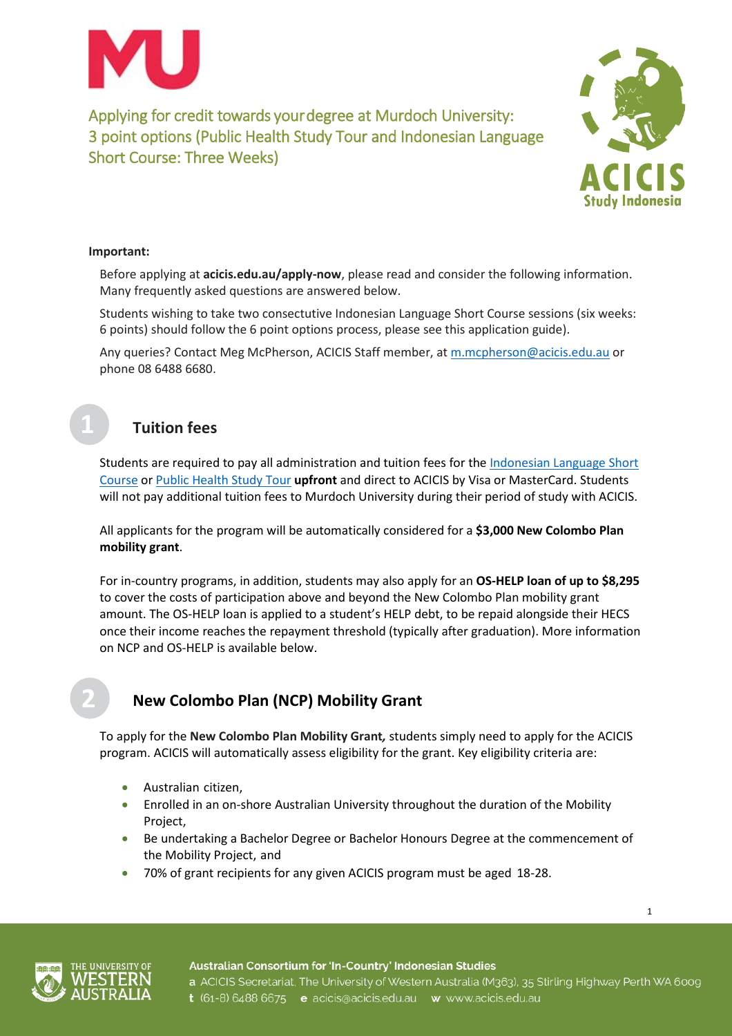# Applying for credit towards your degree at Murdoch University: 3 point options (Public Health Study Tour and Indonesian Language Short Course: Three Weeks)

**Important:**

Before applying at **acicis.edu.au/apply-now**, please read and consider the following information. Many frequently asked questions are answered below.

Students wishing to take two consecutive Indonesian Language Short Course sessions (six weeks: 6 points) should follow the 6 point options process, please see this application guide).

Any queries? Contact Meg McPherson, ACICIS Staff member, at m.mcpherson@acicis.edu.au or phone 08 6488 6680.

## 1 Tuition fees

Students are required to pay all administration and tuition fees for the Indonesian Language Short Course or Public Health Study Tour **upfront** and direct to ACICIS by Visa or MasterCard. Students will not pay additional tuition fees to Murdoch University during their period of study with ACICIS.

All applicants for the program will be automatically considered for a **$3,000 New Colombo Plan mobility grant**.

For in-country programs, in addition, students may also apply for an **OS-HELP loan of up to $8,295** to cover the costs of participation above and beyond the New Colombo Plan mobility grant amount. The OS-HELP loan is applied to a student's HELP debt, to be repaid alongside their HECS once their income reaches the repayment threshold (typically after graduation). More information on NCP and OS-HELP is available below.

## 2 New Colombo Plan (NCP) Mobility Grant

To apply for the **New Colombo Plan Mobility Grant*,*** students simply need to apply for the ACICIS program. ACICIS will automatically assess eligibility for the grant. Key eligibility criteria are:

- Australian citizen,
- Enrolled in an on-shore Australian University throughout the duration of the Mobility Project,
- Be undertaking a Bachelor Degree or Bachelor Honours Degree at the commencement of the Mobility Project, and
- 70% of grant recipients for any given ACICIS program must be aged 18-28.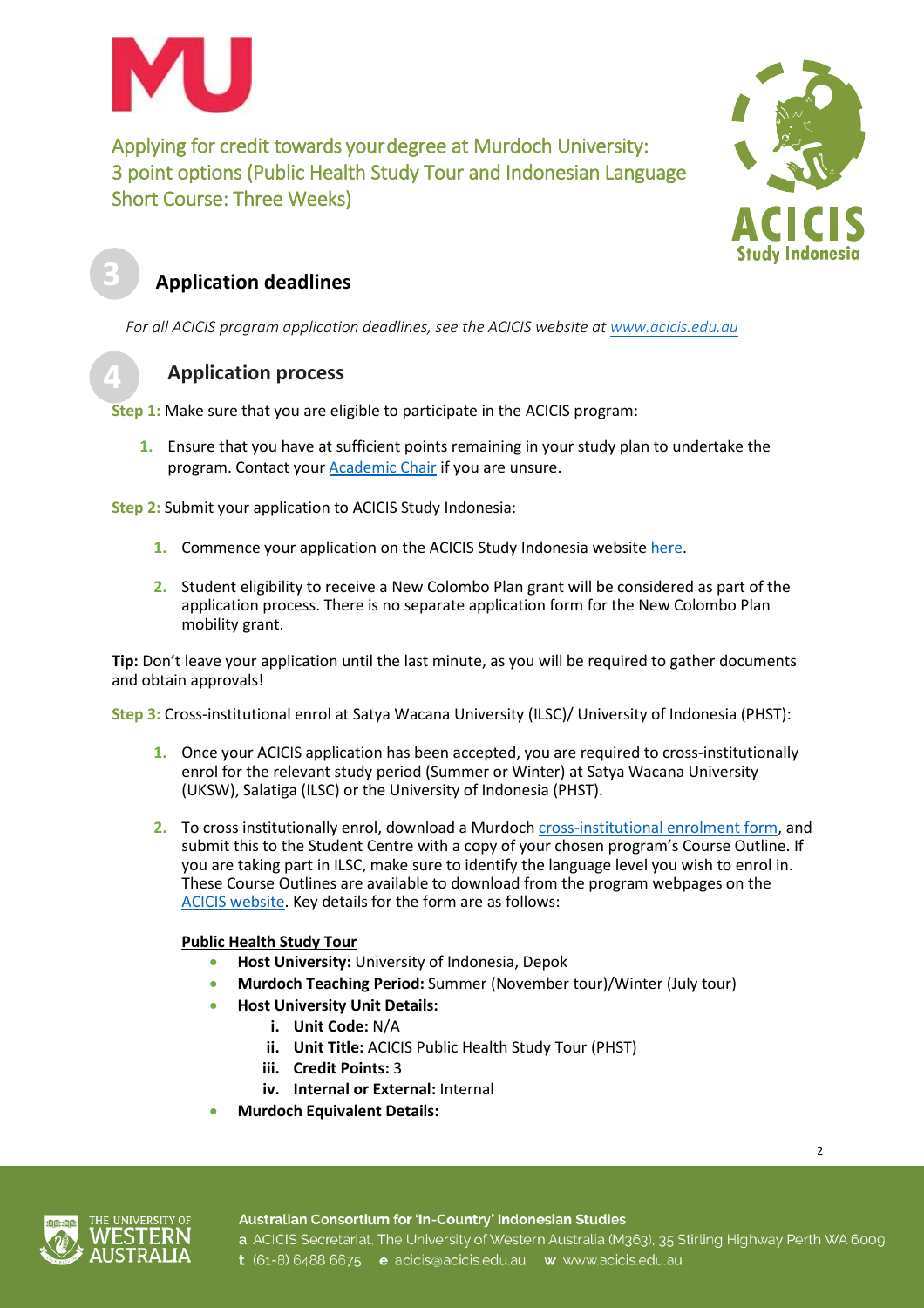Applying for credit towards your degree at Murdoch University: 3 point options (Public Health Study Tour and Indonesian Language Short Course: Three Weeks)

## 3 Application deadlines

*For all ACICIS program application deadlines, see the ACICIS website at [www.acicis.edu.au](www.acicis.edu.au)*

## 4 Application process

**Step 1:** Make sure that you are eligible to participate in the ACICIS program:

1. Ensure that you have at sufficient points remaining in your study plan to undertake the program. Contact your Academic Chair if you are unsure.

**Step 2:** Submit your application to ACICIS Study Indonesia:

1. Commence your application on the ACICIS Study Indonesia website here.
2. Student eligibility to receive a New Colombo Plan grant will be considered as part of the application process. There is no separate application form for the New Colombo Plan mobility grant.

**Tip:** Don't leave your application until the last minute, as you will be required to gather documents and obtain approvals!

**Step 3:** Cross-institutional enrol at Satya Wacana University (ILSC)/ University of Indonesia (PHST):

1. Once your ACICIS application has been accepted, you are required to cross-institutionally enrol for the relevant study period (Summer or Winter) at Satya Wacana University (UKSW), Salatiga (ILSC) or the University of Indonesia (PHST).
2. To cross institutionally enrol, download a Murdoch cross-institutional enrolment form, and submit this to the Student Centre with a copy of your chosen program's Course Outline. If you are taking part in ILSC, make sure to identify the language level you wish to enrol in. These Course Outlines are available to download from the program webpages on the ACICIS website. Key details for the form are as follows:

**Public Health Study Tour**

- **Host University:** University of Indonesia, Depok
- **Murdoch Teaching Period:** Summer (November tour)/Winter (July tour)
- **Host University Unit Details:**
  - i. **Unit Code:** N/A
  - ii. **Unit Title:** ACICIS Public Health Study Tour (PHST)
  - iii. **Credit Points:** 3
  - iv. **Internal or External:** Internal
- **Murdoch Equivalent Details:**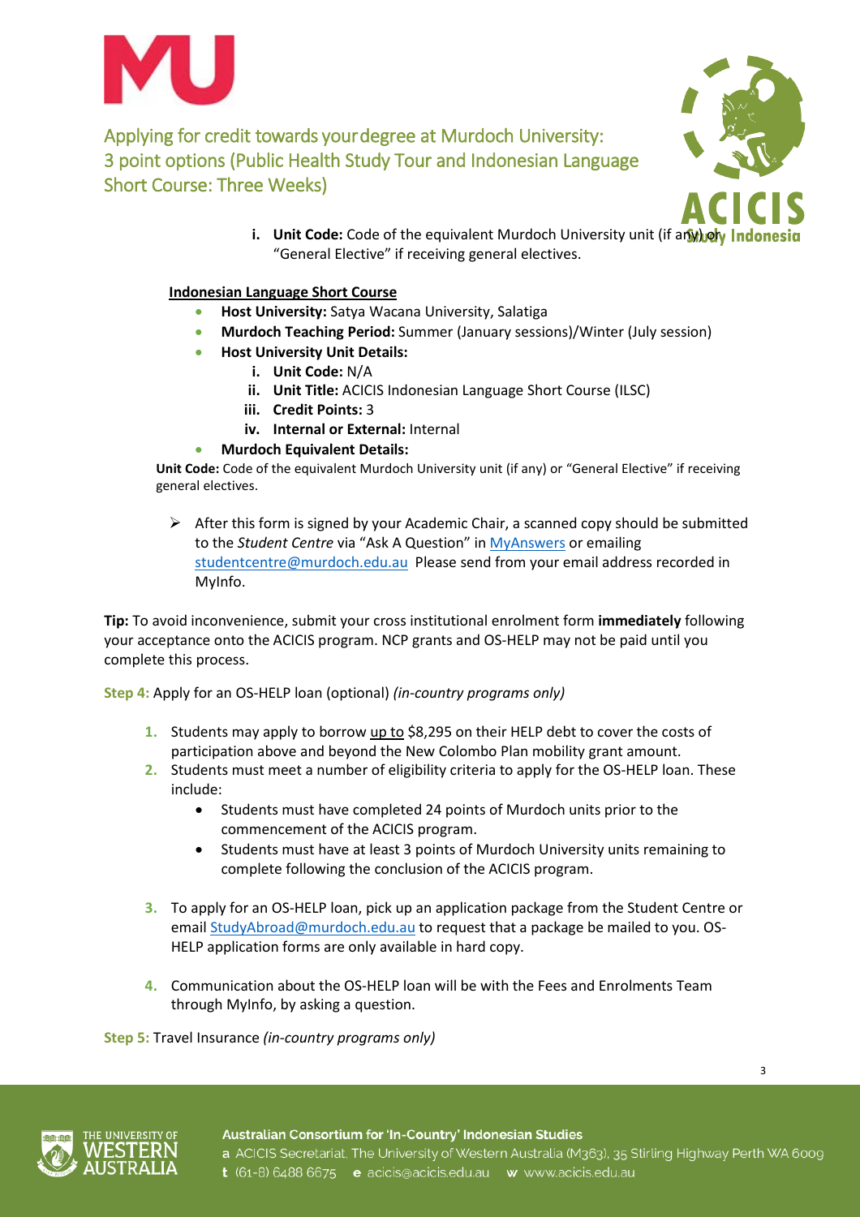# Applying for credit towards your degree at Murdoch University: 3 point options (Public Health Study Tour and Indonesian Language Short Course: Three Weeks)

i. **Unit Code:** Code of the equivalent Murdoch University unit (if any) or "General Elective" if receiving general electives.

**Indonesian Language Short Course**

- **Host University:** Satya Wacana University, Salatiga
- **Murdoch Teaching Period:** Summer (January sessions)/Winter (July session)
- **Host University Unit Details:**
  - i. **Unit Code:** N/A
  - ii. **Unit Title:** ACICIS Indonesian Language Short Course (ILSC)
  - iii. **Credit Points:** 3
  - iv. **Internal or External:** Internal
- **Murdoch Equivalent Details:**

**Unit Code:** Code of the equivalent Murdoch University unit (if any) or "General Elective" if receiving general electives.

- After this form is signed by your Academic Chair, a scanned copy should be submitted to the *Student Centre* via "Ask A Question" in MyAnswers or emailing studentcentre@murdoch.edu.au Please send from your email address recorded in MyInfo.

**Tip:** To avoid inconvenience, submit your cross institutional enrolment form **immediately** following your acceptance onto the ACICIS program. NCP grants and OS-HELP may not be paid until you complete this process.

**Step 4:** Apply for an OS-HELP loan (optional) *(in-country programs only)*

1. Students may apply to borrow up to $8,295 on their HELP debt to cover the costs of participation above and beyond the New Colombo Plan mobility grant amount.
2. Students must meet a number of eligibility criteria to apply for the OS-HELP loan. These include:
   - Students must have completed 24 points of Murdoch units prior to the commencement of the ACICIS program.
   - Students must have at least 3 points of Murdoch University units remaining to complete following the conclusion of the ACICIS program.
3. To apply for an OS-HELP loan, pick up an application package from the Student Centre or email StudyAbroad@murdoch.edu.au to request that a package be mailed to you. OS-HELP application forms are only available in hard copy.
4. Communication about the OS-HELP loan will be with the Fees and Enrolments Team through MyInfo, by asking a question.

**Step 5:** Travel Insurance *(in-country programs only)*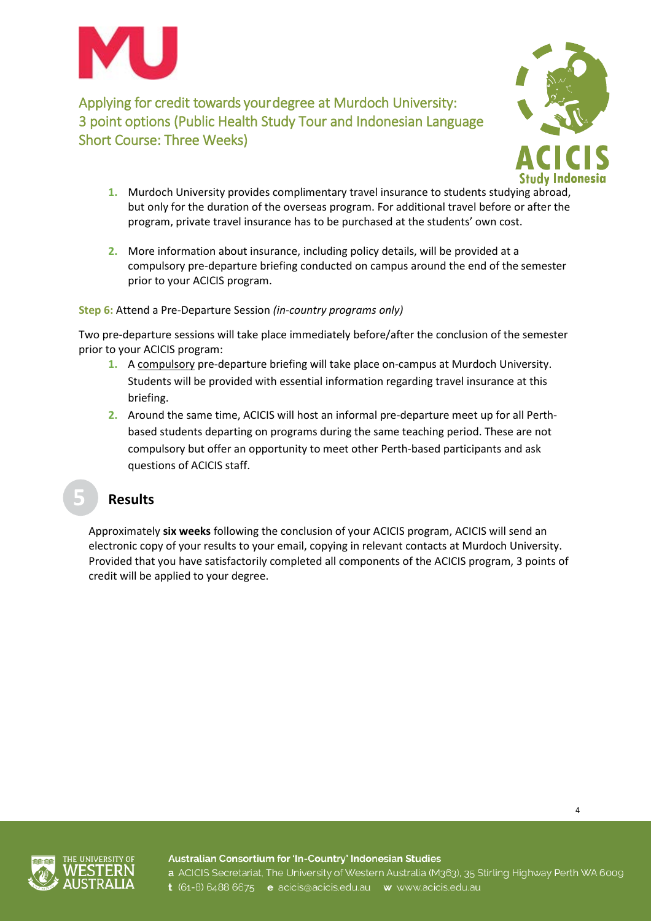Applying for credit towards your degree at Murdoch University: 3 point options (Public Health Study Tour and Indonesian Language Short Course: Three Weeks)

1. Murdoch University provides complimentary travel insurance to students studying abroad, but only for the duration of the overseas program. For additional travel before or after the program, private travel insurance has to be purchased at the students' own cost.

2. More information about insurance, including policy details, will be provided at a compulsory pre-departure briefing conducted on campus around the end of the semester prior to your ACICIS program.

**Step 6:** Attend a Pre-Departure Session *(in-country programs only)*

Two pre-departure sessions will take place immediately before/after the conclusion of the semester prior to your ACICIS program:

1. A compulsory pre-departure briefing will take place on-campus at Murdoch University. Students will be provided with essential information regarding travel insurance at this briefing.
2. Around the same time, ACICIS will host an informal pre-departure meet up for all Perth-based students departing on programs during the same teaching period. These are not compulsory but offer an opportunity to meet other Perth-based participants and ask questions of ACICIS staff.

## 5 Results

Approximately **six weeks** following the conclusion of your ACICIS program, ACICIS will send an electronic copy of your results to your email, copying in relevant contacts at Murdoch University. Provided that you have satisfactorily completed all components of the ACICIS program, 3 points of credit will be applied to your degree.